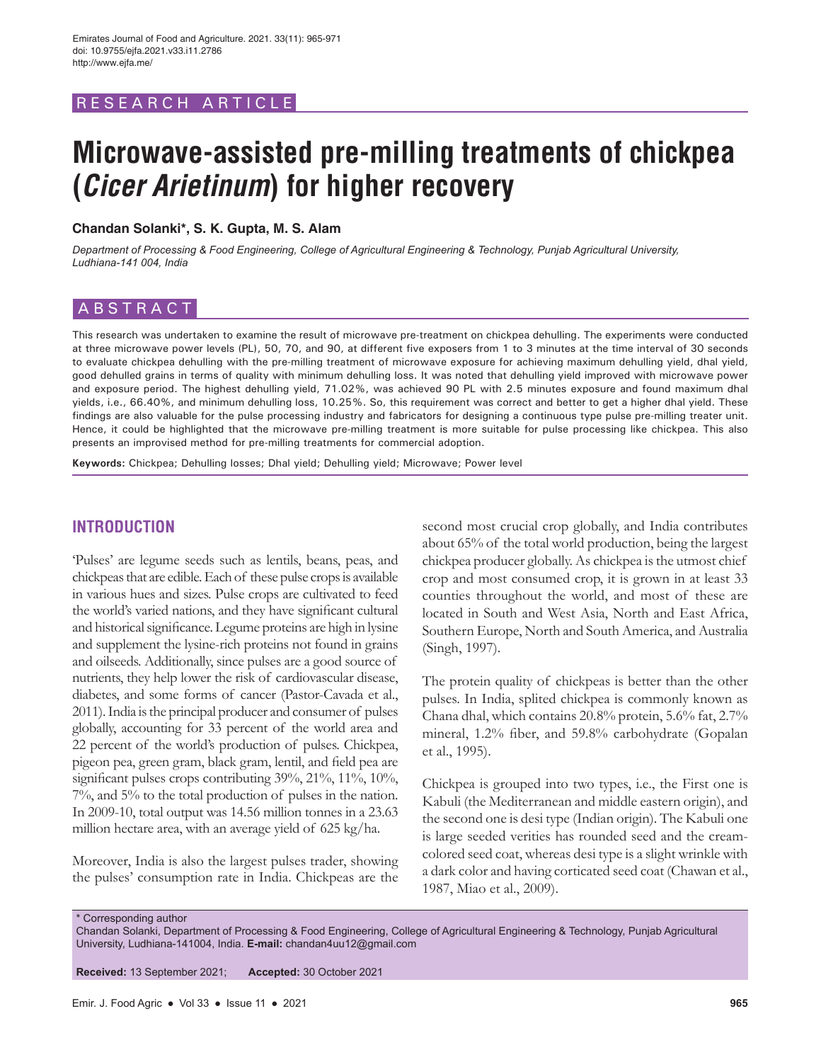RESEARCH ARTICLE

# Microwave-assisted pre-milling treatments of chickpea (*Cicer Arietinum*) for higher recovery

**Chandan Solanki\*, S. K. Gupta, M. S. Alam**

*Department of Processing & Food Engineering, College of Agricultural Engineering & Technology, Punjab Agricultural University, Ludhiana-141 004, India*

## ABSTRACT

This research was undertaken to examine the result of microwave pre-treatment on chickpea dehulling. The experiments were conducted at three microwave power levels (PL), 50, 70, and 90, at different five exposers from 1 to 3 minutes at the time interval of 30 seconds to evaluate chickpea dehulling with the pre-milling treatment of microwave exposure for achieving maximum dehulling yield, dhal yield, good dehulled grains in terms of quality with minimum dehulling loss. It was noted that dehulling yield improved with microwave power and exposure period. The highest dehulling yield, 71.02%, was achieved 90 PL with 2.5 minutes exposure and found maximum dhal yields, i.e., 66.40%, and minimum dehulling loss, 10.25%. So, this requirement was correct and better to get a higher dhal yield. These findings are also valuable for the pulse processing industry and fabricators for designing a continuous type pulse pre-milling treater unit. Hence, it could be highlighted that the microwave pre-milling treatment is more suitable for pulse processing like chickpea. This also presents an improvised method for pre-milling treatments for commercial adoption.

**Keywords:** Chickpea; Dehulling losses; Dhal yield; Dehulling yield; Microwave; Power level

## INTRODUCTION

'Pulses' are legume seeds such as lentils, beans, peas, and chickpeas that are edible. Each of these pulse crops is available in various hues and sizes. Pulse crops are cultivated to feed the world's varied nations, and they have significant cultural and historical significance. Legume proteins are high in lysine and supplement the lysine-rich proteins not found in grains and oilseeds. Additionally, since pulses are a good source of nutrients, they help lower the risk of cardiovascular disease, diabetes, and some forms of cancer (Pastor-Cavada et al., 2011). India is the principal producer and consumer of pulses globally, accounting for 33 percent of the world area and 22 percent of the world's production of pulses. Chickpea, pigeon pea, green gram, black gram, lentil, and field pea are significant pulses crops contributing 39%, 21%, 11%, 10%, 7%, and 5% to the total production of pulses in the nation. In 2009-10, total output was 14.56 million tonnes in a 23.63 million hectare area, with an average yield of 625 kg/ha.

Moreover, India is also the largest pulses trader, showing the pulses' consumption rate in India. Chickpeas are the second most crucial crop globally, and India contributes about 65% of the total world production, being the largest chickpea producer globally. As chickpea is the utmost chief crop and most consumed crop, it is grown in at least 33 counties throughout the world, and most of these are located in South and West Asia, North and East Africa, Southern Europe, North and South America, and Australia (Singh, 1997).

The protein quality of chickpeas is better than the other pulses. In India, splited chickpea is commonly known as Chana dhal, which contains 20.8% protein, 5.6% fat, 2.7% mineral, 1.2% fiber, and 59.8% carbohydrate (Gopalan et al., 1995).

Chickpea is grouped into two types, i.e., the First one is Kabuli (the Mediterranean and middle eastern origin), and the second one is desi type (Indian origin). The Kabuli one is large seeded verities has rounded seed and the cream-colored seed coat, whereas desi type is a slight wrinkle with a dark color and having corticated seed coat (Chawan et al., 1987, Miao et al., 2009).

\* Corresponding author
Chandan Solanki, Department of Processing & Food Engineering, College of Agricultural Engineering & Technology, Punjab Agricultural University, Ludhiana-141004, India. **E-mail:** chandan4uu12@gmail.com

**Received:** 13 September 2021; **Accepted:** 30 October 2021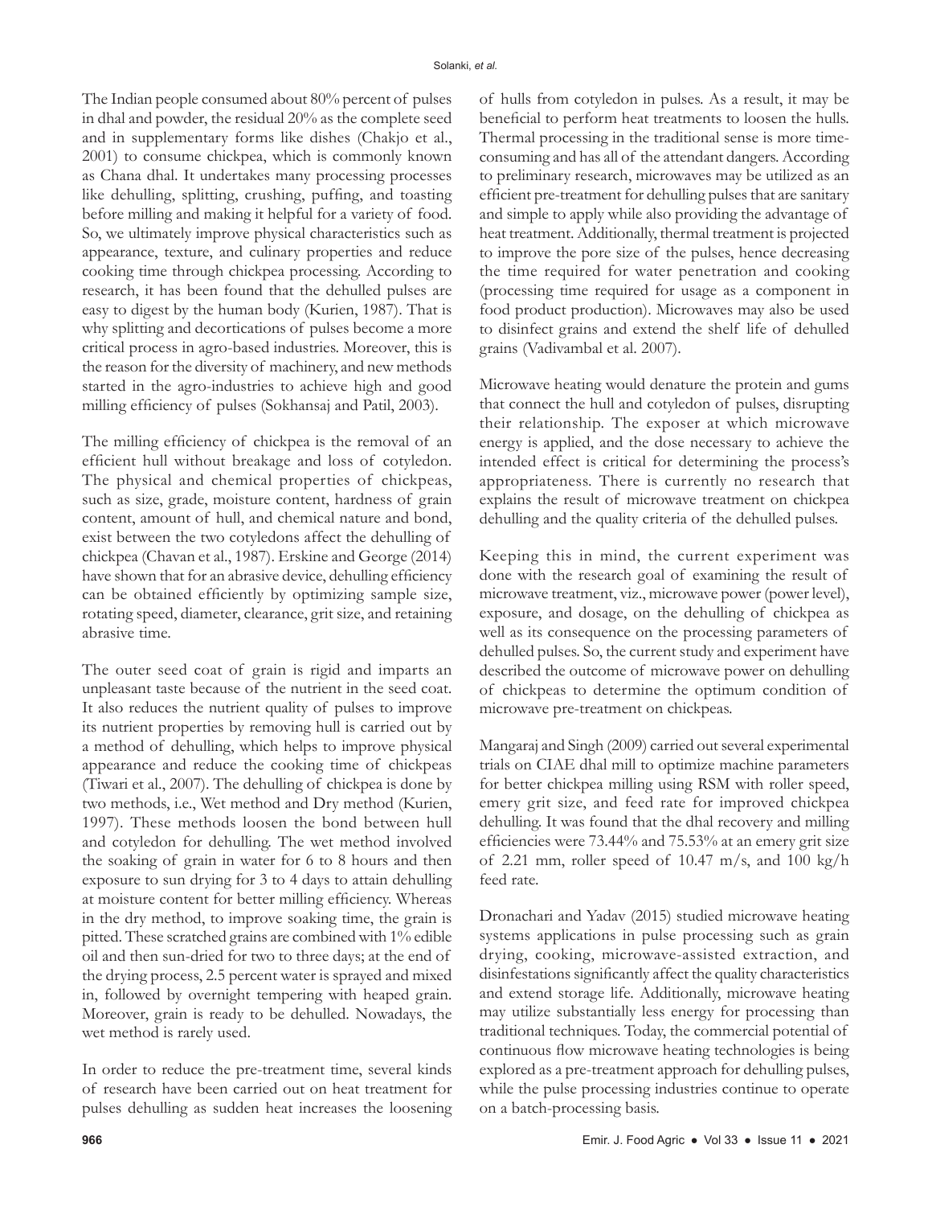The Indian people consumed about 80% percent of pulses in dhal and powder, the residual 20% as the complete seed and in supplementary forms like dishes (Chakjo et al., 2001) to consume chickpea, which is commonly known as Chana dhal. It undertakes many processing processes like dehulling, splitting, crushing, puffing, and toasting before milling and making it helpful for a variety of food. So, we ultimately improve physical characteristics such as appearance, texture, and culinary properties and reduce cooking time through chickpea processing. According to research, it has been found that the dehulled pulses are easy to digest by the human body (Kurien, 1987). That is why splitting and decortications of pulses become a more critical process in agro-based industries. Moreover, this is the reason for the diversity of machinery, and new methods started in the agro-industries to achieve high and good milling efficiency of pulses (Sokhansaj and Patil, 2003).

The milling efficiency of chickpea is the removal of an efficient hull without breakage and loss of cotyledon. The physical and chemical properties of chickpeas, such as size, grade, moisture content, hardness of grain content, amount of hull, and chemical nature and bond, exist between the two cotyledons affect the dehulling of chickpea (Chavan et al., 1987). Erskine and George (2014) have shown that for an abrasive device, dehulling efficiency can be obtained efficiently by optimizing sample size, rotating speed, diameter, clearance, grit size, and retaining abrasive time.

The outer seed coat of grain is rigid and imparts an unpleasant taste because of the nutrient in the seed coat. It also reduces the nutrient quality of pulses to improve its nutrient properties by removing hull is carried out by a method of dehulling, which helps to improve physical appearance and reduce the cooking time of chickpeas (Tiwari et al., 2007). The dehulling of chickpea is done by two methods, i.e., Wet method and Dry method (Kurien, 1997). These methods loosen the bond between hull and cotyledon for dehulling. The wet method involved the soaking of grain in water for 6 to 8 hours and then exposure to sun drying for 3 to 4 days to attain dehulling at moisture content for better milling efficiency. Whereas in the dry method, to improve soaking time, the grain is pitted. These scratched grains are combined with 1% edible oil and then sun-dried for two to three days; at the end of the drying process, 2.5 percent water is sprayed and mixed in, followed by overnight tempering with heaped grain. Moreover, grain is ready to be dehulled. Nowadays, the wet method is rarely used.

In order to reduce the pre-treatment time, several kinds of research have been carried out on heat treatment for pulses dehulling as sudden heat increases the loosening of hulls from cotyledon in pulses. As a result, it may be beneficial to perform heat treatments to loosen the hulls. Thermal processing in the traditional sense is more time-consuming and has all of the attendant dangers. According to preliminary research, microwaves may be utilized as an efficient pre-treatment for dehulling pulses that are sanitary and simple to apply while also providing the advantage of heat treatment. Additionally, thermal treatment is projected to improve the pore size of the pulses, hence decreasing the time required for water penetration and cooking (processing time required for usage as a component in food product production). Microwaves may also be used to disinfect grains and extend the shelf life of dehulled grains (Vadivambal et al. 2007).

Microwave heating would denature the protein and gums that connect the hull and cotyledon of pulses, disrupting their relationship. The exposer at which microwave energy is applied, and the dose necessary to achieve the intended effect is critical for determining the process's appropriateness. There is currently no research that explains the result of microwave treatment on chickpea dehulling and the quality criteria of the dehulled pulses.

Keeping this in mind, the current experiment was done with the research goal of examining the result of microwave treatment, viz., microwave power (power level), exposure, and dosage, on the dehulling of chickpea as well as its consequence on the processing parameters of dehulled pulses. So, the current study and experiment have described the outcome of microwave power on dehulling of chickpeas to determine the optimum condition of microwave pre-treatment on chickpeas.

Mangaraj and Singh (2009) carried out several experimental trials on CIAE dhal mill to optimize machine parameters for better chickpea milling using RSM with roller speed, emery grit size, and feed rate for improved chickpea dehulling. It was found that the dhal recovery and milling efficiencies were 73.44% and 75.53% at an emery grit size of 2.21 mm, roller speed of 10.47 m/s, and 100 kg/h feed rate.

Dronachari and Yadav (2015) studied microwave heating systems applications in pulse processing such as grain drying, cooking, microwave-assisted extraction, and disinfestations significantly affect the quality characteristics and extend storage life. Additionally, microwave heating may utilize substantially less energy for processing than traditional techniques. Today, the commercial potential of continuous flow microwave heating technologies is being explored as a pre-treatment approach for dehulling pulses, while the pulse processing industries continue to operate on a batch-processing basis.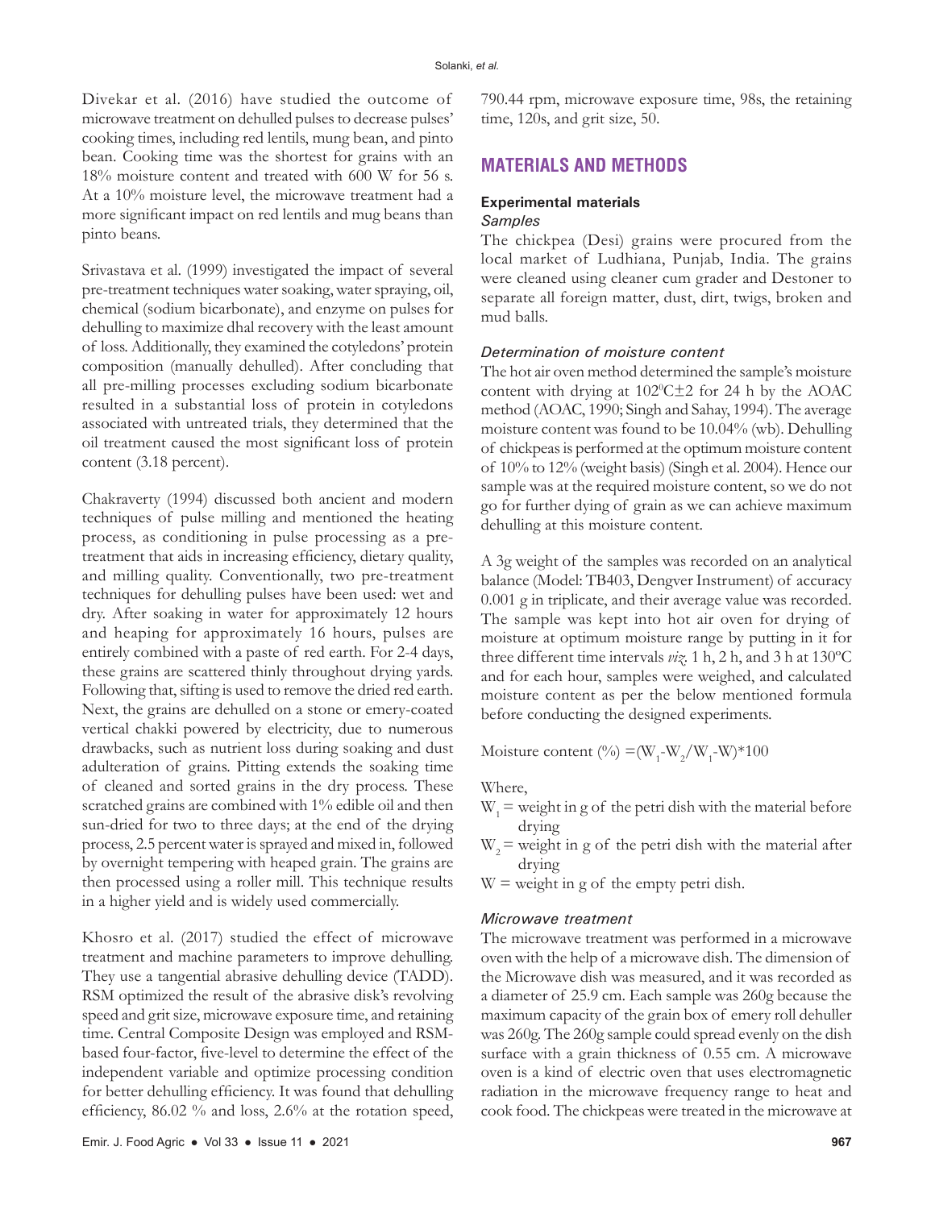Divekar et al. (2016) have studied the outcome of microwave treatment on dehulled pulses to decrease pulses' cooking times, including red lentils, mung bean, and pinto bean. Cooking time was the shortest for grains with an 18% moisture content and treated with 600 W for 56 s. At a 10% moisture level, the microwave treatment had a more significant impact on red lentils and mug beans than pinto beans.

Srivastava et al. (1999) investigated the impact of several pre-treatment techniques water soaking, water spraying, oil, chemical (sodium bicarbonate), and enzyme on pulses for dehulling to maximize dhal recovery with the least amount of loss. Additionally, they examined the cotyledons' protein composition (manually dehulled). After concluding that all pre-milling processes excluding sodium bicarbonate resulted in a substantial loss of protein in cotyledons associated with untreated trials, they determined that the oil treatment caused the most significant loss of protein content (3.18 percent).

Chakraverty (1994) discussed both ancient and modern techniques of pulse milling and mentioned the heating process, as conditioning in pulse processing as a pre-treatment that aids in increasing efficiency, dietary quality, and milling quality. Conventionally, two pre-treatment techniques for dehulling pulses have been used: wet and dry. After soaking in water for approximately 12 hours and heaping for approximately 16 hours, pulses are entirely combined with a paste of red earth. For 2-4 days, these grains are scattered thinly throughout drying yards. Following that, sifting is used to remove the dried red earth. Next, the grains are dehulled on a stone or emery-coated vertical chakki powered by electricity, due to numerous drawbacks, such as nutrient loss during soaking and dust adulteration of grains. Pitting extends the soaking time of cleaned and sorted grains in the dry process. These scratched grains are combined with 1% edible oil and then sun-dried for two to three days; at the end of the drying process, 2.5 percent water is sprayed and mixed in, followed by overnight tempering with heaped grain. The grains are then processed using a roller mill. This technique results in a higher yield and is widely used commercially.

Khosro et al. (2017) studied the effect of microwave treatment and machine parameters to improve dehulling. They use a tangential abrasive dehulling device (TADD). RSM optimized the result of the abrasive disk's revolving speed and grit size, microwave exposure time, and retaining time. Central Composite Design was employed and RSM-based four-factor, five-level to determine the effect of the independent variable and optimize processing condition for better dehulling efficiency. It was found that dehulling efficiency, 86.02 % and loss, 2.6% at the rotation speed, 790.44 rpm, microwave exposure time, 98s, the retaining time, 120s, and grit size, 50.

## MATERIALS AND METHODS

### Experimental materials

#### *Samples*

The chickpea (Desi) grains were procured from the local market of Ludhiana, Punjab, India. The grains were cleaned using cleaner cum grader and Destoner to separate all foreign matter, dust, dirt, twigs, broken and mud balls.

#### *Determination of moisture content*

The hot air oven method determined the sample's moisture content with drying at $102^0C\pm2$ for 24 h by the AOAC method (AOAC, 1990; Singh and Sahay, 1994). The average moisture content was found to be 10.04% (wb). Dehulling of chickpeas is performed at the optimum moisture content of 10% to 12% (weight basis) (Singh et al. 2004). Hence our sample was at the required moisture content, so we do not go for further dying of grain as we can achieve maximum dehulling at this moisture content.

A 3g weight of the samples was recorded on an analytical balance (Model: TB403, Dengver Instrument) of accuracy 0.001 g in triplicate, and their average value was recorded. The sample was kept into hot air oven for drying of moisture at optimum moisture range by putting in it for three different time intervals *viz.* 1 h, 2 h, and 3 h at 130ºC and for each hour, samples were weighed, and calculated moisture content as per the below mentioned formula before conducting the designed experiments.

$$\text{Moisture content (\%)} = (W_1 - W_2 / W_1 - W) * 100$$

Where,

$W_1$ = weight in g of the petri dish with the material before drying

$W_2$ = weight in g of the petri dish with the material after drying

$W$ = weight in g of the empty petri dish.

#### *Microwave treatment*

The microwave treatment was performed in a microwave oven with the help of a microwave dish. The dimension of the Microwave dish was measured, and it was recorded as a diameter of 25.9 cm. Each sample was 260g because the maximum capacity of the grain box of emery roll dehuller was 260g. The 260g sample could spread evenly on the dish surface with a grain thickness of 0.55 cm. A microwave oven is a kind of electric oven that uses electromagnetic radiation in the microwave frequency range to heat and cook food. The chickpeas were treated in the microwave at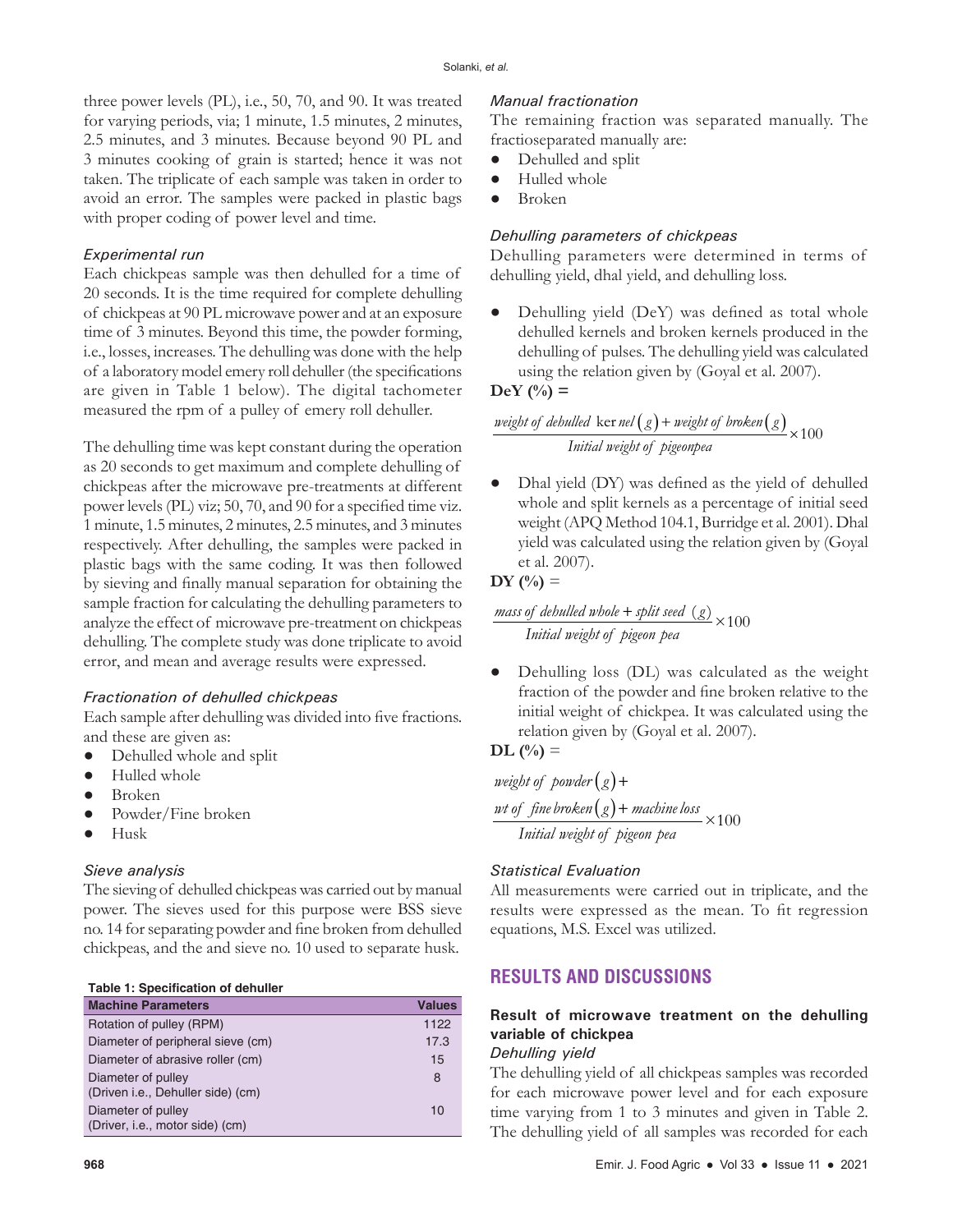three power levels (PL), i.e., 50, 70, and 90. It was treated for varying periods, via; 1 minute, 1.5 minutes, 2 minutes, 2.5 minutes, and 3 minutes. Because beyond 90 PL and 3 minutes cooking of grain is started; hence it was not taken. The triplicate of each sample was taken in order to avoid an error. The samples were packed in plastic bags with proper coding of power level and time.

### *Experimental run*

Each chickpeas sample was then dehulled for a time of 20 seconds. It is the time required for complete dehulling of chickpeas at 90 PL microwave power and at an exposure time of 3 minutes. Beyond this time, the powder forming, i.e., losses, increases. The dehulling was done with the help of a laboratory model emery roll dehuller (the specifications are given in Table 1 below). The digital tachometer measured the rpm of a pulley of emery roll dehuller.

The dehulling time was kept constant during the operation as 20 seconds to get maximum and complete dehulling of chickpeas after the microwave pre-treatments at different power levels (PL) viz; 50, 70, and 90 for a specified time viz. 1 minute, 1.5 minutes, 2 minutes, 2.5 minutes, and 3 minutes respectively. After dehulling, the samples were packed in plastic bags with the same coding. It was then followed by sieving and finally manual separation for obtaining the sample fraction for calculating the dehulling parameters to analyze the effect of microwave pre-treatment on chickpeas dehulling. The complete study was done triplicate to avoid error, and mean and average results were expressed.

### *Fractionation of dehulled chickpeas*

Each sample after dehulling was divided into five fractions. and these are given as:

- Dehulled whole and split
- Hulled whole
- Broken
- Powder/Fine broken
- Husk

### *Sieve analysis*

The sieving of dehulled chickpeas was carried out by manual power. The sieves used for this purpose were BSS sieve no. 14 for separating powder and fine broken from dehulled chickpeas, and the and sieve no. 10 used to separate husk.

**Table 1: Specification of dehuller**

| Machine Parameters | Values |
|---|---|
| Rotation of pulley (RPM) | 1122 |
| Diameter of peripheral sieve (cm) | 17.3 |
| Diameter of abrasive roller (cm) | 15 |
| Diameter of pulley (Driven i.e., Dehuller side) (cm) | 8 |
| Diameter of pulley (Driver, i.e., motor side) (cm) | 10 |

### *Manual fractionation*

The remaining fraction was separated manually. The fractioseparated manually are:

- Dehulled and split
- Hulled whole
- Broken

### *Dehulling parameters of chickpeas*

Dehulling parameters were determined in terms of dehulling yield, dhal yield, and dehulling loss.

- Dehulling yield (DeY) was defined as total whole dehulled kernels and broken kernels produced in the dehulling of pulses. The dehulling yield was calculated using the relation given by (Goyal et al. 2007).

**DeY (%) =**

$$\frac{weight\ of\ dehulled\ kernel\,(g) + weight\ of\ broken\,(g)}{Initial\ weight\ of\ pigeonpea} \times 100$$

- Dhal yield (DY) was defined as the yield of dehulled whole and split kernels as a percentage of initial seed weight (APQ Method 104.1, Burridge et al. 2001). Dhal yield was calculated using the relation given by (Goyal et al. 2007).

**DY (%)** =

$$\frac{mass\ of\ dehulled\ whole + split\ seed\ \ (g)}{Initial\ weight\ of\ \ pigeon\ pea} \times 100$$

- Dehulling loss (DL) was calculated as the weight fraction of the powder and fine broken relative to the initial weight of chickpea. It was calculated using the relation given by (Goyal et al. 2007).

**DL (%)** =

$$\frac{weight\ of\ \ powder\,(g) + wt\ of\ \ fine\,broken\,(g) + machine\,loss}{Initial\ weight\ of\ \ pigeon\ pea} \times 100$$

### *Statistical Evaluation*

All measurements were carried out in triplicate, and the results were expressed as the mean. To fit regression equations, M.S. Excel was utilized.

## RESULTS AND DISCUSSIONS

### Result of microwave treatment on the dehulling variable of chickpea

#### *Dehulling yield*

The dehulling yield of all chickpeas samples was recorded for each microwave power level and for each exposure time varying from 1 to 3 minutes and given in Table 2. The dehulling yield of all samples was recorded for each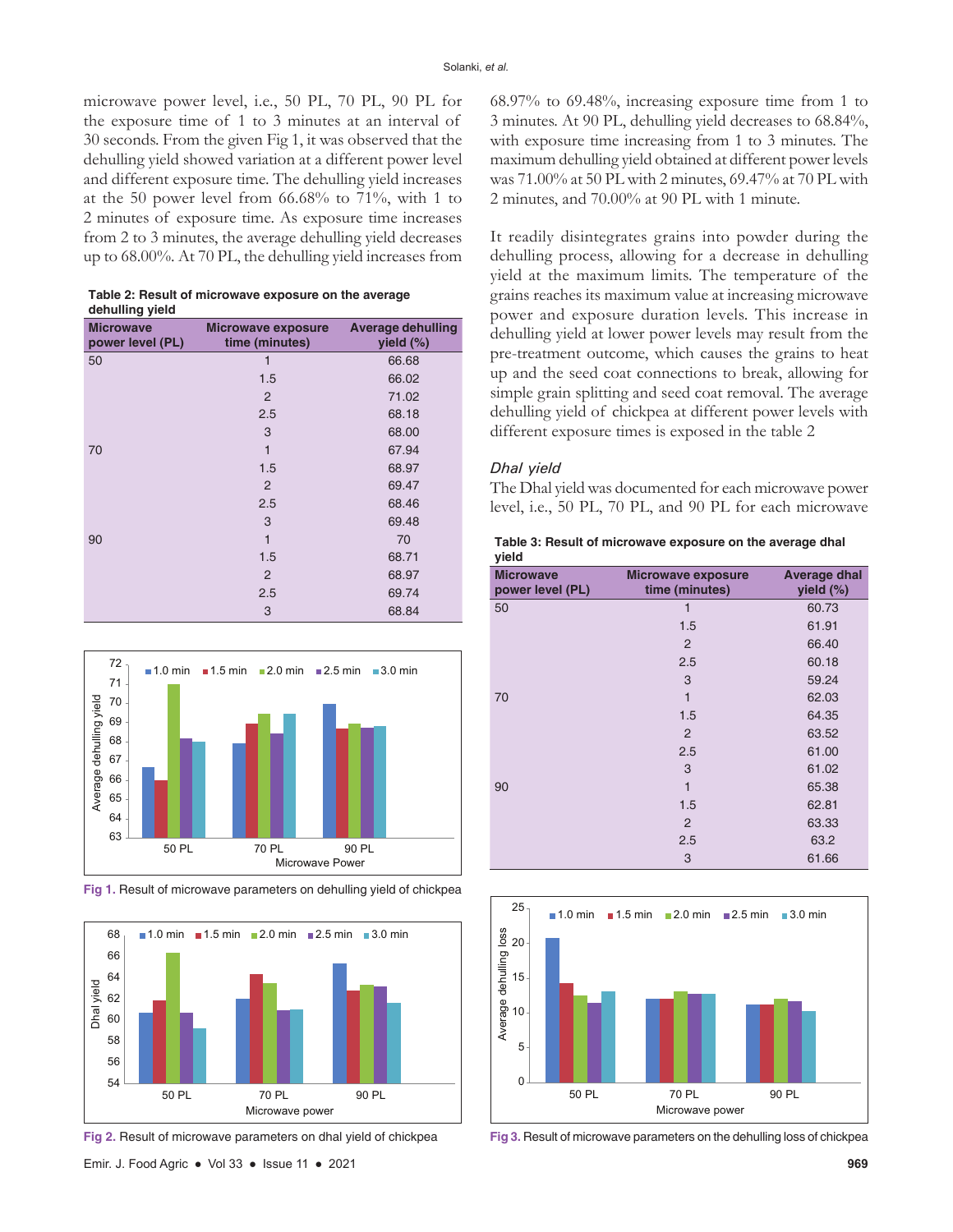microwave power level, i.e., 50 PL, 70 PL, 90 PL for the exposure time of 1 to 3 minutes at an interval of 30 seconds. From the given Fig 1, it was observed that the dehulling yield showed variation at a different power level and different exposure time. The dehulling yield increases at the 50 power level from 66.68% to 71%, with 1 to 2 minutes of exposure time. As exposure time increases from 2 to 3 minutes, the average dehulling yield decreases up to 68.00%. At 70 PL, the dehulling yield increases from 68.97% to 69.48%, increasing exposure time from 1 to 3 minutes. At 90 PL, dehulling yield decreases to 68.84%, with exposure time increasing from 1 to 3 minutes. The maximum dehulling yield obtained at different power levels was 71.00% at 50 PL with 2 minutes, 69.47% at 70 PL with 2 minutes, and 70.00% at 90 PL with 1 minute.

**Table 2: Result of microwave exposure on the average dehulling yield**

| Microwave power level (PL) | Microwave exposure time (minutes) | Average dehulling yield (%) |
|---|---|---|
| 50 | 1 | 66.68 |
| | 1.5 | 66.02 |
| | 2 | 71.02 |
| | 2.5 | 68.18 |
| | 3 | 68.00 |
| 70 | 1 | 67.94 |
| | 1.5 | 68.97 |
| | 2 | 69.47 |
| | 2.5 | 68.46 |
| | 3 | 69.48 |
| 90 | 1 | 70 |
| | 1.5 | 68.71 |
| | 2 | 68.97 |
| | 2.5 | 69.74 |
| | 3 | 68.84 |

Fig 1. Result of microwave parameters on dehulling yield of chickpea

Fig 2. Result of microwave parameters on dhal yield of chickpea

It readily disintegrates grains into powder during the dehulling process, allowing for a decrease in dehulling yield at the maximum limits. The temperature of the grains reaches its maximum value at increasing microwave power and exposure duration levels. This increase in dehulling yield at lower power levels may result from the pre-treatment outcome, which causes the grains to heat up and the seed coat connections to break, allowing for simple grain splitting and seed coat removal. The average dehulling yield of chickpea at different power levels with different exposure times is exposed in the table 2

### *Dhal yield*

The Dhal yield was documented for each microwave power level, i.e., 50 PL, 70 PL, and 90 PL for each microwave

**Table 3: Result of microwave exposure on the average dhal yield**

| Microwave power level (PL) | Microwave exposure time (minutes) | Average dhal yield (%) |
|---|---|---|
| 50 | 1 | 60.73 |
| | 1.5 | 61.91 |
| | 2 | 66.40 |
| | 2.5 | 60.18 |
| | 3 | 59.24 |
| 70 | 1 | 62.03 |
| | 1.5 | 64.35 |
| | 2 | 63.52 |
| | 2.5 | 61.00 |
| | 3 | 61.02 |
| 90 | 1 | 65.38 |
| | 1.5 | 62.81 |
| | 2 | 63.33 |
| | 2.5 | 63.2 |
| | 3 | 61.66 |

Fig 3. Result of microwave parameters on the dehulling loss of chickpea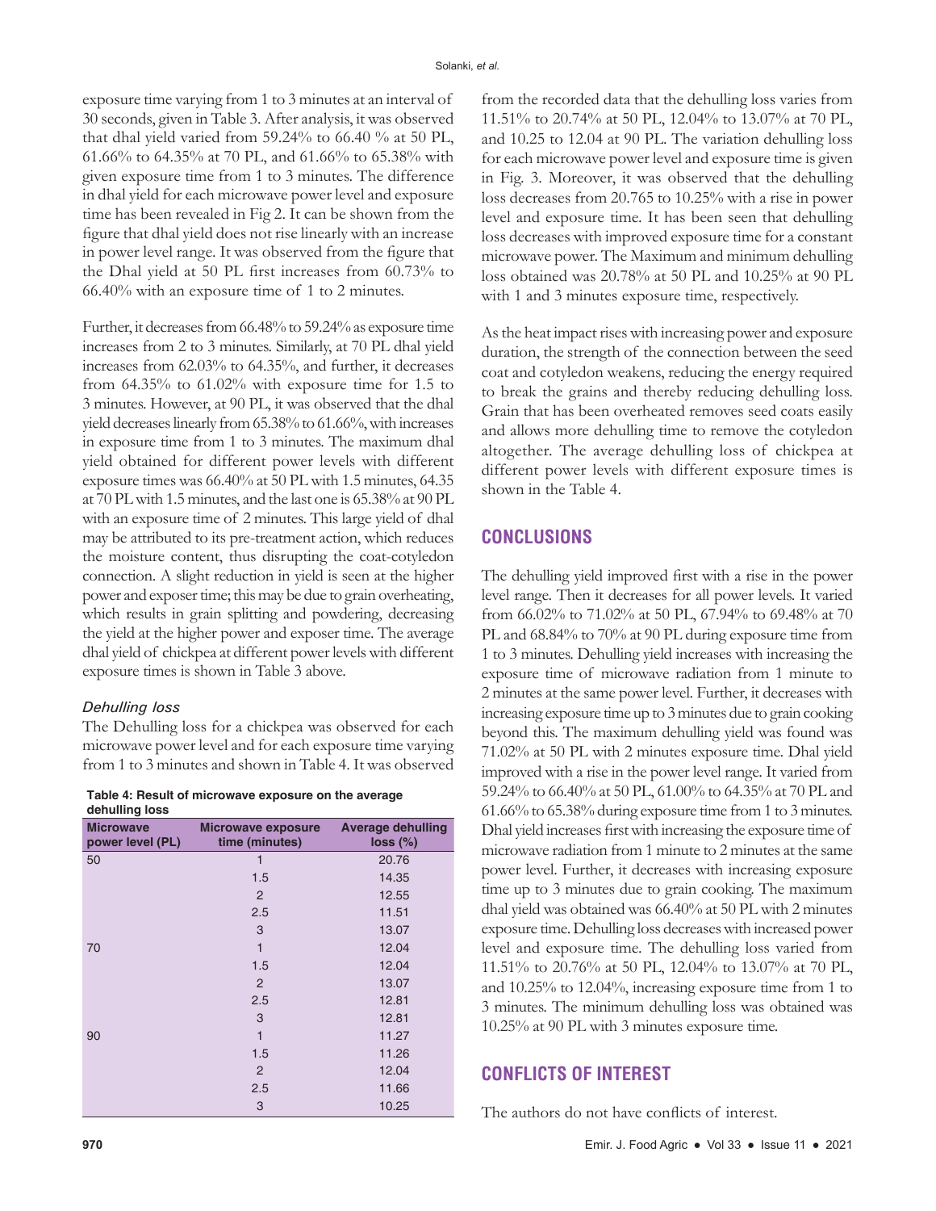exposure time varying from 1 to 3 minutes at an interval of 30 seconds, given in Table 3. After analysis, it was observed that dhal yield varied from 59.24% to 66.40 % at 50 PL, 61.66% to 64.35% at 70 PL, and 61.66% to 65.38% with given exposure time from 1 to 3 minutes. The difference in dhal yield for each microwave power level and exposure time has been revealed in Fig 2. It can be shown from the figure that dhal yield does not rise linearly with an increase in power level range. It was observed from the figure that the Dhal yield at 50 PL first increases from 60.73% to 66.40% with an exposure time of 1 to 2 minutes.

Further, it decreases from 66.48% to 59.24% as exposure time increases from 2 to 3 minutes. Similarly, at 70 PL dhal yield increases from 62.03% to 64.35%, and further, it decreases from 64.35% to 61.02% with exposure time for 1.5 to 3 minutes. However, at 90 PL, it was observed that the dhal yield decreases linearly from 65.38% to 61.66%, with increases in exposure time from 1 to 3 minutes. The maximum dhal yield obtained for different power levels with different exposure times was 66.40% at 50 PL with 1.5 minutes, 64.35 at 70 PL with 1.5 minutes, and the last one is 65.38% at 90 PL with an exposure time of 2 minutes. This large yield of dhal may be attributed to its pre-treatment action, which reduces the moisture content, thus disrupting the coat-cotyledon connection. A slight reduction in yield is seen at the higher power and exposer time; this may be due to grain overheating, which results in grain splitting and powdering, decreasing the yield at the higher power and exposer time. The average dhal yield of chickpea at different power levels with different exposure times is shown in Table 3 above.

### *Dehulling loss*

The Dehulling loss for a chickpea was observed for each microwave power level and for each exposure time varying from 1 to 3 minutes and shown in Table 4. It was observed from the recorded data that the dehulling loss varies from 11.51% to 20.74% at 50 PL, 12.04% to 13.07% at 70 PL, and 10.25 to 12.04 at 90 PL. The variation dehulling loss for each microwave power level and exposure time is given in Fig. 3. Moreover, it was observed that the dehulling loss decreases from 20.765 to 10.25% with a rise in power level and exposure time. It has been seen that dehulling loss decreases with improved exposure time for a constant microwave power. The Maximum and minimum dehulling loss obtained was 20.78% at 50 PL and 10.25% at 90 PL with 1 and 3 minutes exposure time, respectively.

**Table 4: Result of microwave exposure on the average dehulling loss**

| Microwave power level (PL) | Microwave exposure time (minutes) | Average dehulling loss (%) |
|---|---|---|
| 50 | 1 | 20.76 |
| | 1.5 | 14.35 |
| | 2 | 12.55 |
| | 2.5 | 11.51 |
| | 3 | 13.07 |
| 70 | 1 | 12.04 |
| | 1.5 | 12.04 |
| | 2 | 13.07 |
| | 2.5 | 12.81 |
| | 3 | 12.81 |
| 90 | 1 | 11.27 |
| | 1.5 | 11.26 |
| | 2 | 12.04 |
| | 2.5 | 11.66 |
| | 3 | 10.25 |

As the heat impact rises with increasing power and exposure duration, the strength of the connection between the seed coat and cotyledon weakens, reducing the energy required to break the grains and thereby reducing dehulling loss. Grain that has been overheated removes seed coats easily and allows more dehulling time to remove the cotyledon altogether. The average dehulling loss of chickpea at different power levels with different exposure times is shown in the Table 4.

## CONCLUSIONS

The dehulling yield improved first with a rise in the power level range. Then it decreases for all power levels. It varied from 66.02% to 71.02% at 50 PL, 67.94% to 69.48% at 70 PL and 68.84% to 70% at 90 PL during exposure time from 1 to 3 minutes. Dehulling yield increases with increasing the exposure time of microwave radiation from 1 minute to 2 minutes at the same power level. Further, it decreases with increasing exposure time up to 3 minutes due to grain cooking beyond this. The maximum dehulling yield was found was 71.02% at 50 PL with 2 minutes exposure time. Dhal yield improved with a rise in the power level range. It varied from 59.24% to 66.40% at 50 PL, 61.00% to 64.35% at 70 PL and 61.66% to 65.38% during exposure time from 1 to 3 minutes. Dhal yield increases first with increasing the exposure time of microwave radiation from 1 minute to 2 minutes at the same power level. Further, it decreases with increasing exposure time up to 3 minutes due to grain cooking. The maximum dhal yield was obtained was 66.40% at 50 PL with 2 minutes exposure time. Dehulling loss decreases with increased power level and exposure time. The dehulling loss varied from 11.51% to 20.76% at 50 PL, 12.04% to 13.07% at 70 PL, and 10.25% to 12.04%, increasing exposure time from 1 to 3 minutes. The minimum dehulling loss was obtained was 10.25% at 90 PL with 3 minutes exposure time.

## CONFLICTS OF INTEREST

The authors do not have conflicts of interest.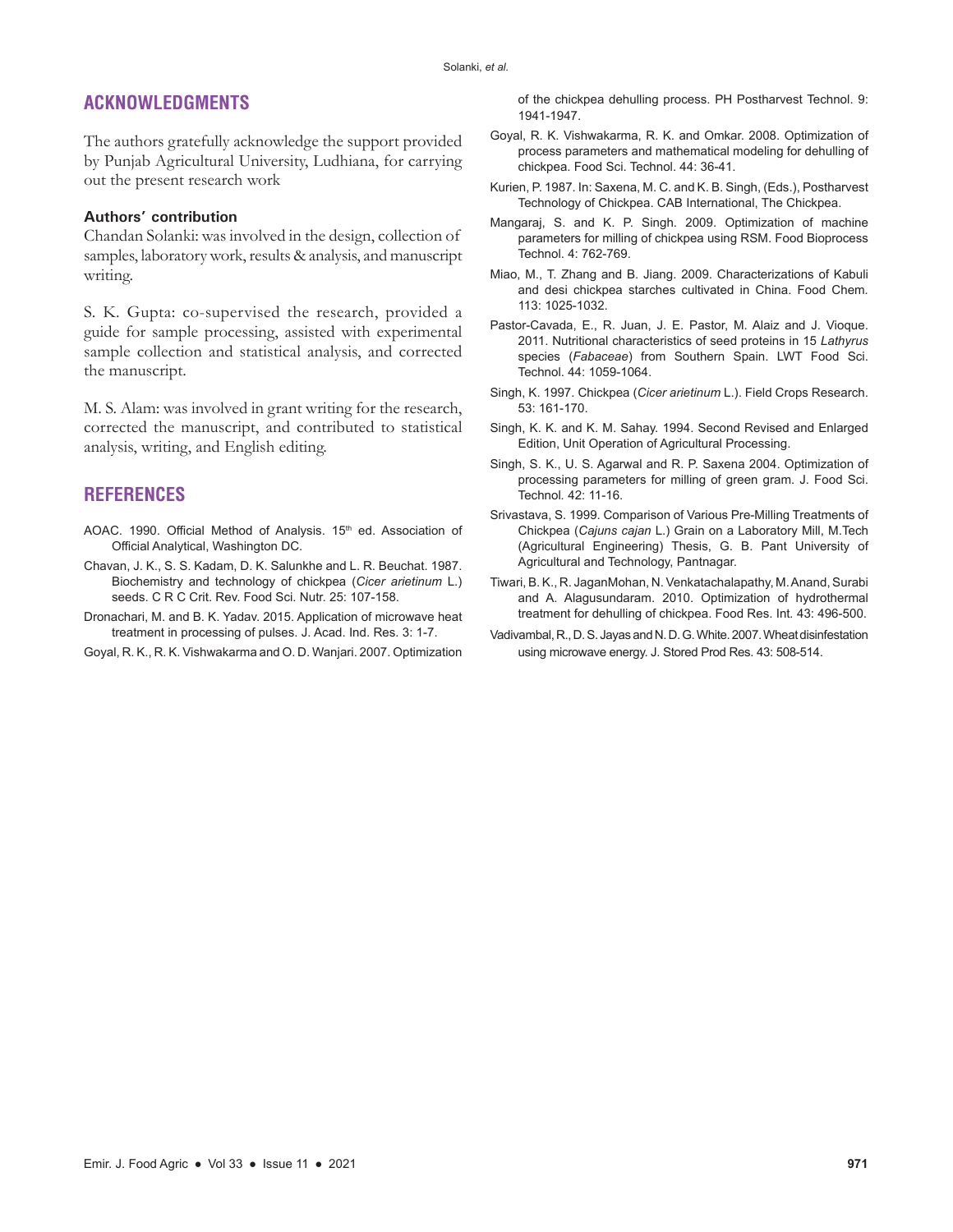## ACKNOWLEDGMENTS

The authors gratefully acknowledge the support provided by Punjab Agricultural University, Ludhiana, for carrying out the present research work

### Authors' contribution

Chandan Solanki: was involved in the design, collection of samples, laboratory work, results & analysis, and manuscript writing.

S. K. Gupta: co-supervised the research, provided a guide for sample processing, assisted with experimental sample collection and statistical analysis, and corrected the manuscript.

M. S. Alam: was involved in grant writing for the research, corrected the manuscript, and contributed to statistical analysis, writing, and English editing.

## REFERENCES

AOAC. 1990. Official Method of Analysis. 15th ed. Association of Official Analytical, Washington DC.

Chavan, J. K., S. S. Kadam, D. K. Salunkhe and L. R. Beuchat. 1987. Biochemistry and technology of chickpea (*Cicer arietinum* L.) seeds. C R C Crit. Rev. Food Sci. Nutr. 25: 107-158.

Dronachari, M. and B. K. Yadav. 2015. Application of microwave heat treatment in processing of pulses. J. Acad. Ind. Res. 3: 1-7.

Goyal, R. K., R. K. Vishwakarma and O. D. Wanjari. 2007. Optimization of the chickpea dehulling process. PH Postharvest Technol. 9: 1941-1947.

Goyal, R. K. Vishwakarma, R. K. and Omkar. 2008. Optimization of process parameters and mathematical modeling for dehulling of chickpea. Food Sci. Technol. 44: 36-41.

Kurien, P. 1987. In: Saxena, M. C. and K. B. Singh, (Eds.), Postharvest Technology of Chickpea. CAB International, The Chickpea.

Mangaraj, S. and K. P. Singh. 2009. Optimization of machine parameters for milling of chickpea using RSM. Food Bioprocess Technol. 4: 762-769.

Miao, M., T. Zhang and B. Jiang. 2009. Characterizations of Kabuli and desi chickpea starches cultivated in China. Food Chem. 113: 1025-1032.

Pastor-Cavada, E., R. Juan, J. E. Pastor, M. Alaiz and J. Vioque. 2011. Nutritional characteristics of seed proteins in 15 *Lathyrus* species (*Fabaceae*) from Southern Spain. LWT Food Sci. Technol. 44: 1059-1064.

Singh, K. 1997. Chickpea (*Cicer arietinum* L.). Field Crops Research. 53: 161-170.

Singh, K. K. and K. M. Sahay. 1994. Second Revised and Enlarged Edition, Unit Operation of Agricultural Processing.

Singh, S. K., U. S. Agarwal and R. P. Saxena 2004. Optimization of processing parameters for milling of green gram. J. Food Sci. Technol. 42: 11-16.

Srivastava, S. 1999. Comparison of Various Pre-Milling Treatments of Chickpea (*Cajuns cajan* L.) Grain on a Laboratory Mill, M.Tech (Agricultural Engineering) Thesis, G. B. Pant University of Agricultural and Technology, Pantnagar.

Tiwari, B. K., R. JaganMohan, N. Venkatachalapathy, M. Anand, Surabi and A. Alagusundaram. 2010. Optimization of hydrothermal treatment for dehulling of chickpea. Food Res. Int. 43: 496-500.

Vadivambal, R., D. S. Jayas and N. D. G. White. 2007. Wheat disinfestation using microwave energy. J. Stored Prod Res. 43: 508-514.